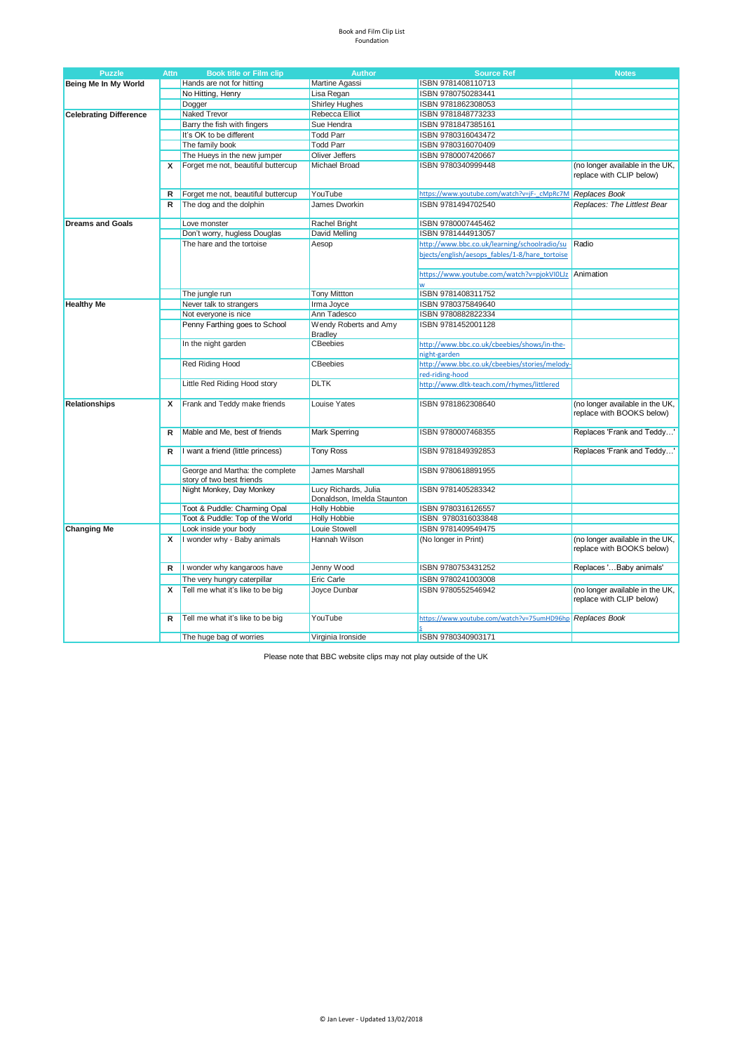Book and Film Clip List
Foundation

| Puzzle | Attn | Book title or Film clip | Author | Source Ref | Notes |
|---|---|---|---|---|---|
| **Being Me In My World** | | Hands are not for hitting | Martine Agassi | ISBN 9781408110713 | |
| | | No Hitting, Henry | Lisa Regan | ISBN 9780750283441 | |
| | | Dogger | Shirley Hughes | ISBN 9781862308053 | |
| **Celebrating Difference** | | Naked Trevor | Rebecca Elliot | ISBN 9781848773233 | |
| | | Barry the fish with fingers | Sue Hendra | ISBN 9781847385161 | |
| | | It's OK to be different | Todd Parr | ISBN 9780316043472 | |
| | | The family book | Todd Parr | ISBN 9780316070409 | |
| | | The Hueys in the new jumper | Oliver Jeffers | ISBN 9780007420667 | |
| | **X** | Forget me not, beautiful buttercup | Michael Broad | ISBN 9780340999448 | (no longer available in the UK, replace with CLIP below) |
| | **R** | Forget me not, beautiful buttercup | YouTube | https://www.youtube.com/watch?v=jF-_cMpRc7M | *Replaces Book* |
| | **R** | The dog and the dolphin | James Dworkin | ISBN 9781494702540 | *Replaces: The Littlest Bear* |
| **Dreams and Goals** | | Love monster | Rachel Bright | ISBN 9780007445462 | |
| | | Don't worry, hugless Douglas | David Melling | ISBN 9781444913057 | |
| | | The hare and the tortoise | Aesop | http://www.bbc.co.uk/learning/schoolradio/subjects/english/aesops_fables/1-8/hare_tortoise | Radio |
| | | | | https://www.youtube.com/watch?v=pjokVI0LJzw | Animation |
| | | The jungle run | Tony Mittton | ISBN 9781408311752 | |
| **Healthy Me** | | Never talk to strangers | Irma Joyce | ISBN 9780375849640 | |
| | | Not everyone is nice | Ann Tadesco | ISBN 9780882822334 | |
| | | Penny Farthing goes to School | Wendy Roberts and Amy Bradley | ISBN 9781452001128 | |
| | | In the night garden | CBeebies | http://www.bbc.co.uk/cbeebies/shows/in-the-night-garden | |
| | | Red Riding Hood | CBeebies | http://www.bbc.co.uk/cbeebies/stories/melody-red-riding-hood | |
| | | Little Red Riding Hood story | DLTK | http://www.dltk-teach.com/rhymes/littlered | |
| **Relationships** | **X** | Frank and Teddy make friends | Louise Yates | ISBN 9781862308640 | (no longer available in the UK, replace with BOOKS below) |
| | **R** | Mable and Me, best of friends | Mark Sperring | ISBN 9780007468355 | Replaces 'Frank and Teddy…' |
| | **R** | I want a friend (little princess) | Tony Ross | ISBN 9781849392853 | Replaces 'Frank and Teddy…' |
| | | George and Martha: the complete story of two best friends | James Marshall | ISBN 9780618891955 | |
| | | Night Monkey, Day Monkey | Lucy Richards, Julia Donaldson, Imelda Staunton | ISBN 9781405283342 | |
| | | Toot & Puddle: Charming Opal | Holly Hobbie | ISBN 9780316126557 | |
| | | Toot & Puddle: Top of the World | Holly Hobbie | ISBN 9780316033848 | |
| **Changing Me** | | Look inside your body | Louie Stowell | ISBN 9781409549475 | |
| | **X** | I wonder why - Baby animals | Hannah Wilson | (No longer in Print) | (no longer available in the UK, replace with BOOKS below) |
| | **R** | I wonder why kangaroos have | Jenny Wood | ISBN 9780753431252 | Replaces '…Baby animals' |
| | | The very hungry caterpillar | Eric Carle | ISBN 9780241003008 | |
| | **X** | Tell me what it's like to be big | Joyce Dunbar | ISBN 9780552546942 | (no longer available in the UK, replace with CLIP below) |
| | **R** | Tell me what it's like to be big | YouTube | https://www.youtube.com/watch?v=75umHD96hps | *Replaces Book* |
| | | The huge bag of worries | Virginia Ironside | ISBN 9780340903171 | |

Please note that BBC website clips may not play outside of the UK

© Jan Lever - Updated 13/02/2018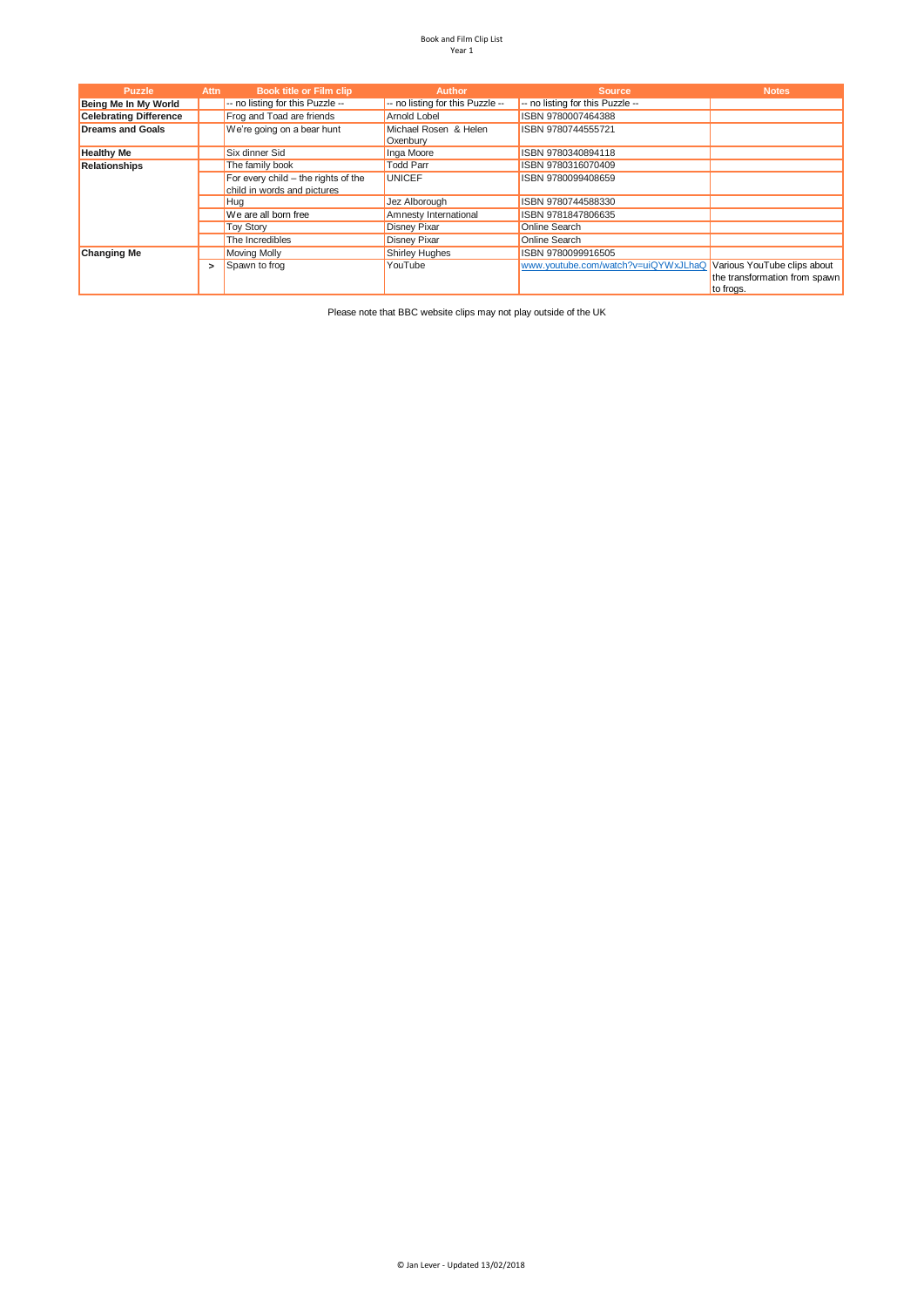Book and Film Clip List

Year 1

| Puzzle | Attn | Book title or Film clip | Author | Source | Notes |
|---|---|---|---|---|---|
| Being Me In My World | | -- no listing for this Puzzle -- | -- no listing for this Puzzle -- | -- no listing for this Puzzle -- | |
| Celebrating Difference | | Frog and Toad are friends | Arnold Lobel | ISBN 9780007464388 | |
| Dreams and Goals | | We're going on a bear hunt | Michael Rosen & Helen Oxenbury | ISBN 9780744555721 | |
| Healthy Me | | Six dinner Sid | Inga Moore | ISBN 9780340894118 | |
| Relationships | | The family book | Todd Parr | ISBN 9780316070409 | |
| | | For every child – the rights of the child in words and pictures | UNICEF | ISBN 9780099408659 | |
| | | Hug | Jez Alborough | ISBN 9780744588330 | |
| | | We are all born free | Amnesty International | ISBN 9781847806635 | |
| | | Toy Story | Disney Pixar | Online Search | |
| | | The Incredibles | Disney Pixar | Online Search | |
| Changing Me | | Moving Molly | Shirley Hughes | ISBN 9780099916505 | |
| | > | Spawn to frog | YouTube | www.youtube.com/watch?v=uiQYWxJLhaQ | Various YouTube clips about the transformation from spawn to frogs. |

Please note that BBC website clips may not play outside of the UK

© Jan Lever - Updated 13/02/2018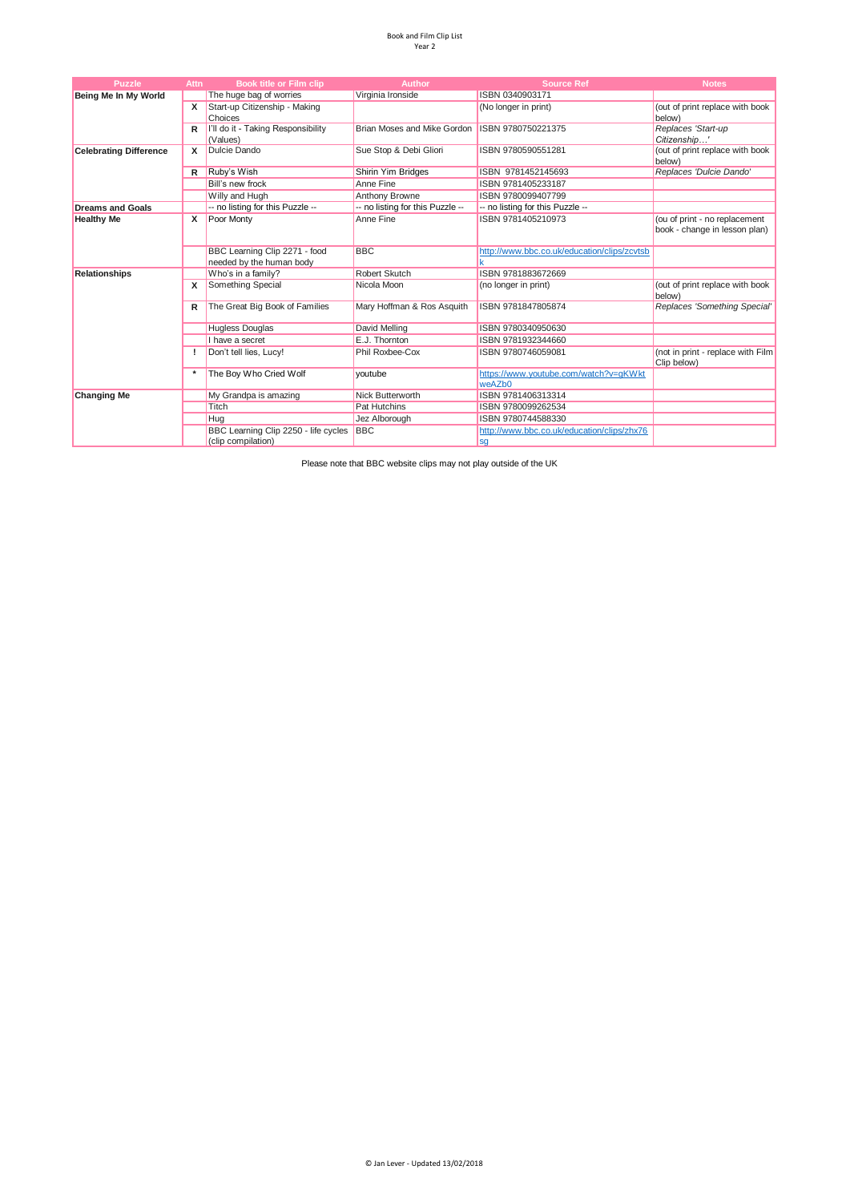Book and Film Clip List
Year 2

| Puzzle | Attn | Book title or Film clip | Author | Source Ref | Notes |
|---|---|---|---|---|---|
| **Being Me In My World** | | The huge bag of worries | Virginia Ironside | ISBN 0340903171 | |
| | X | Start-up Citizenship - Making Choices | | (No longer in print) | (out of print replace with book below) |
| | R | I'll do it - Taking Responsibility (Values) | Brian Moses and Mike Gordon | ISBN 9780750221375 | *Replaces 'Start-up Citizenship…'* |
| **Celebrating Difference** | X | Dulcie Dando | Sue Stop & Debi Gliori | ISBN 9780590551281 | (out of print replace with book below) |
| | R | Ruby's Wish | Shirin Yim Bridges | ISBN 9781452145693 | *Replaces 'Dulcie Dando'* |
| | | Bill's new frock | Anne Fine | ISBN 9781405233187 | |
| | | Willy and Hugh | Anthony Browne | ISBN 9780099407799 | |
| **Dreams and Goals** | | -- no listing for this Puzzle -- | -- no listing for this Puzzle -- | -- no listing for this Puzzle -- | |
| **Healthy Me** | X | Poor Monty | Anne Fine | ISBN 9781405210973 | (ou of print - no replacement book - change in lesson plan) |
| | | BBC Learning Clip 2271 - food needed by the human body | BBC | http://www.bbc.co.uk/education/clips/zcvtsbk | |
| **Relationships** | | Who's in a family? | Robert Skutch | ISBN 9781883672669 | |
| | X | Something Special | Nicola Moon | (no longer in print) | (out of print replace with book below) |
| | R | The Great Big Book of Families | Mary Hoffman & Ros Asquith | ISBN 9781847805874 | *Replaces 'Something Special'* |
| | | Hugless Douglas | David Melling | ISBN 9780340950630 | |
| | | I have a secret | E.J. Thornton | ISBN 9781932344660 | |
| | ! | Don't tell lies, Lucy! | Phil Roxbee-Cox | ISBN 9780746059081 | (not in print - replace with Film Clip below) |
| | * | The Boy Who Cried Wolf | youtube | https://www.youtube.com/watch?v=gKWktweAZb0 | |
| **Changing Me** | | My Grandpa is amazing | Nick Butterworth | ISBN 9781406313314 | |
| | | Titch | Pat Hutchins | ISBN 9780099262534 | |
| | | Hug | Jez Alborough | ISBN 9780744588330 | |
| | | BBC Learning Clip 2250 - life cycles (clip compilation) | BBC | http://www.bbc.co.uk/education/clips/zhx76sg | |

Please note that BBC website clips may not play outside of the UK

© Jan Lever - Updated 13/02/2018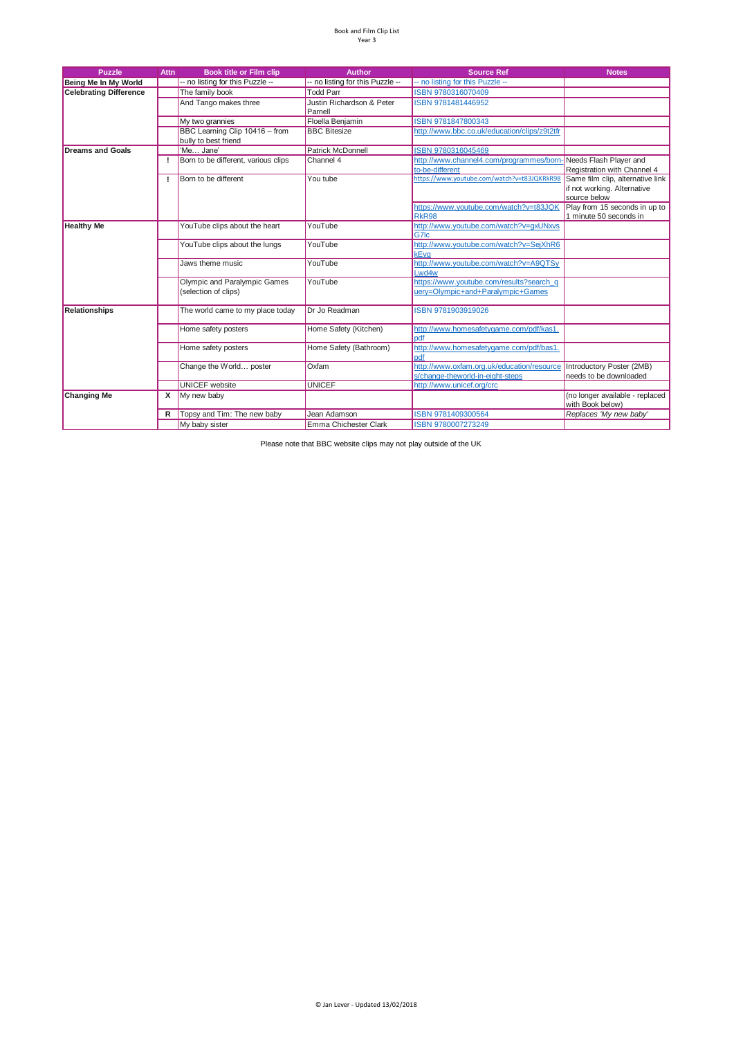Book and Film Clip List
Year 3

| Puzzle | Attn | Book title or Film clip | Author | Source Ref | Notes |
|---|---|---|---|---|---|
| **Being Me In My World** | | -- no listing for this Puzzle -- | -- no listing for this Puzzle -- | -- no listing for this Puzzle -- | |
| **Celebrating Difference** | | The family book | Todd Parr | ISBN 9780316070409 | |
| | | And Tango makes three | Justin Richardson & Peter Parnell | ISBN 9781481446952 | |
| | | My two grannies | Floella Benjamin | ISBN 9781847800343 | |
| | | BBC Learning Clip 10416 – from bully to best friend | BBC Bitesize | http://www.bbc.co.uk/education/clips/z9t2tfr | |
| **Dreams and Goals** | | 'Me… Jane' | Patrick McDonnell | ISBN 9780316045469 | |
| | ! | Born to be different, various clips | Channel 4 | http://www.channel4.com/programmes/born-to-be-different | Needs Flash Player and Registration with Channel 4 |
| | ! | Born to be different | You tube | https://www.youtube.com/watch?v=t83JQKRkR98 | Same film clip, alternative link if not working. Alternative source below |
| | | | | https://www.youtube.com/watch?v=t83JQKRkR98 | Play from 15 seconds in up to 1 minute 50 seconds in |
| **Healthy Me** | | YouTube clips about the heart | YouTube | http://www.youtube.com/watch?v=gxUNxvsG7lc | |
| | | YouTube clips about the lungs | YouTube | http://www.youtube.com/watch?v=SejXhR6kEvg | |
| | | Jaws theme music | YouTube | http://www.youtube.com/watch?v=A9QTSyLwd4w | |
| | | Olympic and Paralympic Games (selection of clips) | YouTube | https://www.youtube.com/results?search_query=Olympic+and+Paralympic+Games | |
| **Relationships** | | The world came to my place today | Dr Jo Readman | ISBN 9781903919026 | |
| | | Home safety posters | Home Safety (Kitchen) | http://www.homesafetygame.com/pdf/kas1.pdf | |
| | | Home safety posters | Home Safety (Bathroom) | http://www.homesafetygame.com/pdf/bas1.pdf | |
| | | Change the World… poster | Oxfam | http://www.oxfam.org.uk/education/resources/change-theworld-in-eight-steps | Introductory Poster (2MB) needs to be downloaded |
| | | UNICEF website | UNICEF | http://www.unicef.org/crc | |
| **Changing Me** | X | My new baby | | | (no longer available - replaced with Book below) |
| | R | Topsy and Tim: The new baby | Jean Adamson | ISBN 9781409300564 | *Replaces 'My new baby'* |
| | | My baby sister | Emma Chichester Clark | ISBN 9780007273249 | |

Please note that BBC website clips may not play outside of the UK

© Jan Lever - Updated 13/02/2018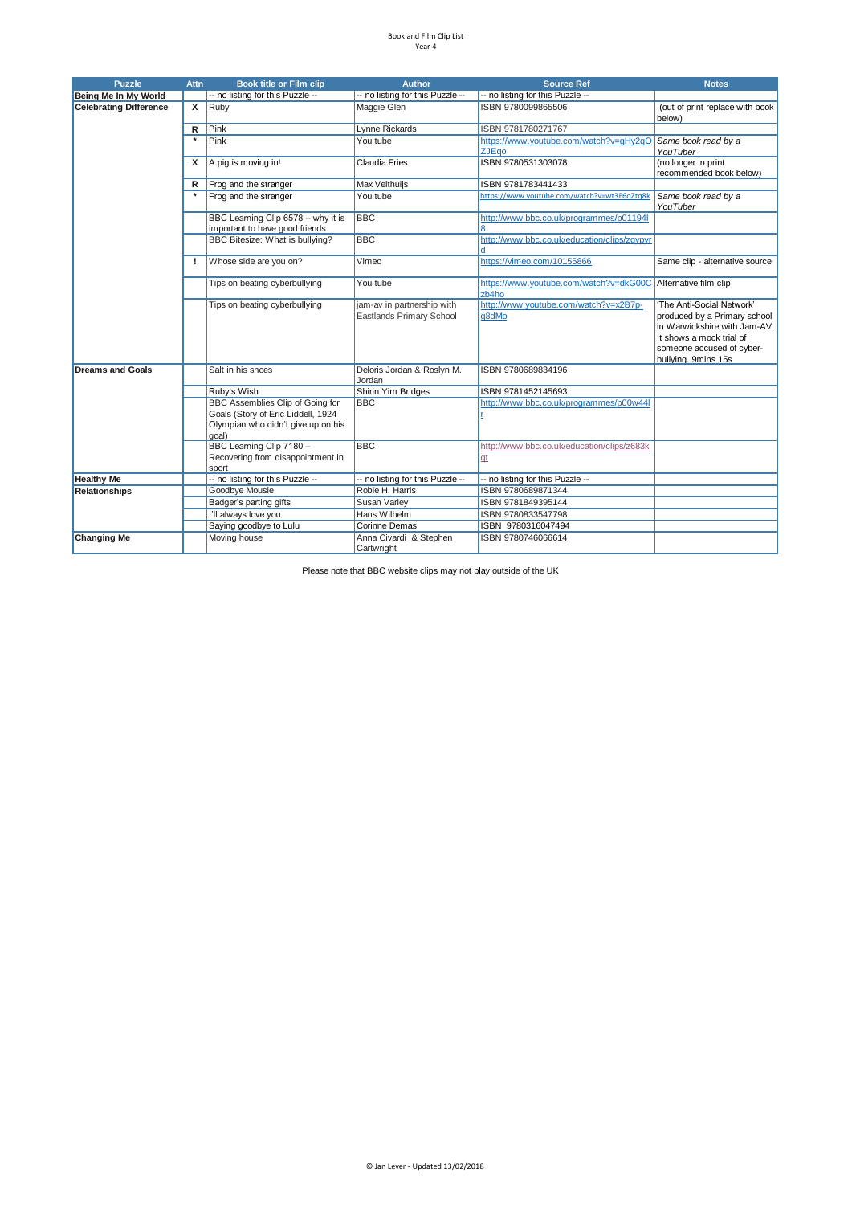Book and Film Clip List
Year 4

| Puzzle | Attn | Book title or Film clip | Author | Source Ref | Notes |
|---|---|---|---|---|---|
| Being Me In My World | | -- no listing for this Puzzle -- | -- no listing for this Puzzle -- | -- no listing for this Puzzle -- | |
| Celebrating Difference | X | Ruby | Maggie Glen | ISBN 9780099865506 | (out of print replace with book below) |
| | R | Pink | Lynne Rickards | ISBN 9781780271767 | |
| | * | Pink | You tube | https://www.youtube.com/watch?v=gHy2gOZJEqo | *Same book read by a YouTuber* |
| | X | A pig is moving in! | Claudia Fries | ISBN 9780531303078 | (no longer in print recommended book below) |
| | R | Frog and the stranger | Max Velthuijs | ISBN 9781783441433 | |
| | * | Frog and the stranger | You tube | https://www.youtube.com/watch?v=wt3F6oZtq8k | *Same book read by a YouTuber* |
| | | BBC Learning Clip 6578 – why it is important to have good friends | BBC | http://www.bbc.co.uk/programmes/p011948 | |
| | | BBC Bitesize: What is bullying? | BBC | http://www.bbc.co.uk/education/clips/zqypyrd | |
| | ! | Whose side are you on? | Vimeo | https://vimeo.com/10155866 | Same clip - alternative source |
| | | Tips on beating cyberbullying | You tube | https://www.youtube.com/watch?v=dkG00Czb4ho | Alternative film clip |
| | | Tips on beating cyberbullying | jam-av in partnership with Eastlands Primary School | http://www.youtube.com/watch?v=x2B7p-g8dMo | 'The Anti-Social Network' produced by a Primary school in Warwickshire with Jam-AV. It shows a mock trial of someone accused of cyber-bullying. 9mins 15s |
| Dreams and Goals | | Salt in his shoes | Deloris Jordan & Roslyn M. Jordan | ISBN 9780689834196 | |
| | | Ruby's Wish | Shirin Yim Bridges | ISBN 9781452145693 | |
| | | BBC Assemblies Clip of Going for Goals (Story of Eric Liddell, 1924 Olympian who didn't give up on his goal) | BBC | http://www.bbc.co.uk/programmes/p00w44lr | |
| | | BBC Learning Clip 7180 – Recovering from disappointment in sport | BBC | http://www.bbc.co.uk/education/clips/z683kgt | |
| Healthy Me | | -- no listing for this Puzzle -- | -- no listing for this Puzzle -- | -- no listing for this Puzzle -- | |
| Relationships | | Goodbye Mousie | Robie H. Harris | ISBN 9780689871344 | |
| | | Badger's parting gifts | Susan Varley | ISBN 9781849395144 | |
| | | I'll always love you | Hans Wilhelm | ISBN 9780833547798 | |
| | | Saying goodbye to Lulu | Corinne Demas | ISBN 9780316047494 | |
| Changing Me | | Moving house | Anna Civardi & Stephen Cartwright | ISBN 9780746066614 | |

Please note that BBC website clips may not play outside of the UK

© Jan Lever - Updated 13/02/2018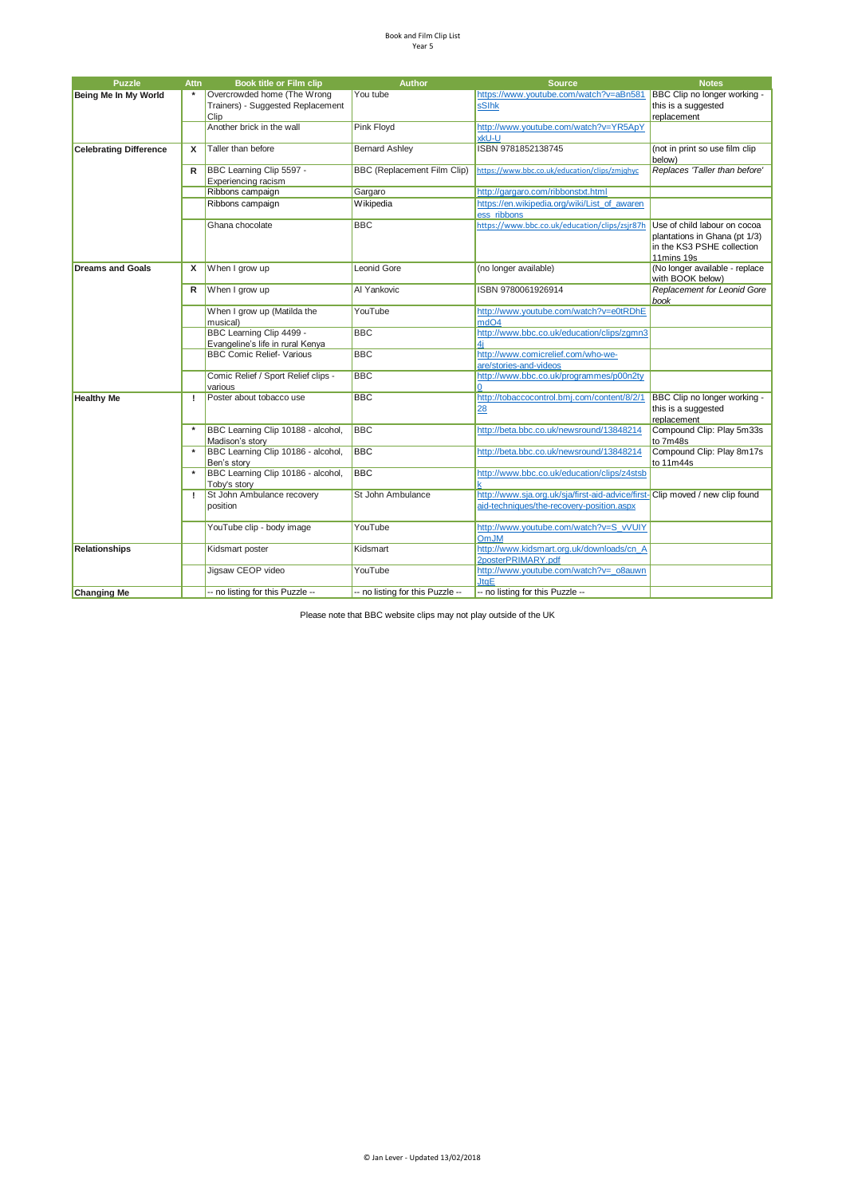Book and Film Clip List
Year 5

| Puzzle | Attn | Book title or Film clip | Author | Source | Notes |
|---|---|---|---|---|---|
| **Being Me In My World** | * | Overcrowded home (The Wrong Trainers) - Suggested Replacement Clip | You tube | https://www.youtube.com/watch?v=aBn581sSIhk | BBC Clip no longer working - this is a suggested replacement |
| | | Another brick in the wall | Pink Floyd | http://www.youtube.com/watch?v=YR5ApYxkU-U | |
| **Celebrating Difference** | X | Taller than before | Bernard Ashley | ISBN 9781852138745 | (not in print so use film clip below) |
| | R | BBC Learning Clip 5597 - Experiencing racism | BBC (Replacement Film Clip) | https://www.bbc.co.uk/education/clips/zmjqhyc | *Replaces 'Taller than before'* |
| | | Ribbons campaign | Gargaro | http://gargaro.com/ribbonstxt.html | |
| | | Ribbons campaign | Wikipedia | https://en.wikipedia.org/wiki/List_of_awareness_ribbons | |
| | | Ghana chocolate | BBC | https://www.bbc.co.uk/education/clips/zsjr87h | Use of child labour on cocoa plantations in Ghana (pt 1/3) in the KS3 PSHE collection 11mins 19s |
| **Dreams and Goals** | X | When I grow up | Leonid Gore | (no longer available) | (No longer available - replace with BOOK below) |
| | R | When I grow up | Al Yankovic | ISBN 9780061926914 | *Replacement for Leonid Gore book* |
| | | When I grow up (Matilda the musical) | YouTube | http://www.youtube.com/watch?v=e0tRDhEmdO4 | |
| | | BBC Learning Clip 4499 - Evangeline's life in rural Kenya | BBC | http://www.bbc.co.uk/education/clips/zgmn34j | |
| | | BBC Comic Relief- Various | BBC | http://www.comicrelief.com/who-we-are/stories-and-videos | |
| | | Comic Relief / Sport Relief clips - various | BBC | http://www.bbc.co.uk/programmes/p00n2ty0 | |
| **Healthy Me** | ! | Poster about tobacco use | BBC | http://tobaccocontrol.bmj.com/content/8/2/128 | BBC Clip no longer working - this is a suggested replacement |
| | * | BBC Learning Clip 10188 - alcohol, Madison's story | BBC | http://beta.bbc.co.uk/newsround/13848214 | Compound Clip: Play 5m33s to 7m48s |
| | * | BBC Learning Clip 10186 - alcohol, Ben's story | BBC | http://beta.bbc.co.uk/newsround/13848214 | Compound Clip: Play 8m17s to 11m44s |
| | * | BBC Learning Clip 10186 - alcohol, Toby's story | BBC | http://www.bbc.co.uk/education/clips/z4stsbk | |
| | ! | St John Ambulance recovery position | St John Ambulance | http://www.sja.org.uk/sja/first-aid-advice/first-aid-techniques/the-recovery-position.aspx | Clip moved / new clip found |
| | | YouTube clip - body image | YouTube | http://www.youtube.com/watch?v=S_vVUIYOmJM | |
| **Relationships** | | Kidsmart poster | Kidsmart | http://www.kidsmart.org.uk/downloads/cn_A2posterPRIMARY.pdf | |
| | | Jigsaw CEOP video | YouTube | http://www.youtube.com/watch?v=_o8auwnJtqE | |
| **Changing Me** | | -- no listing for this Puzzle -- | -- no listing for this Puzzle -- | -- no listing for this Puzzle -- | |

Please note that BBC website clips may not play outside of the UK

© Jan Lever - Updated 13/02/2018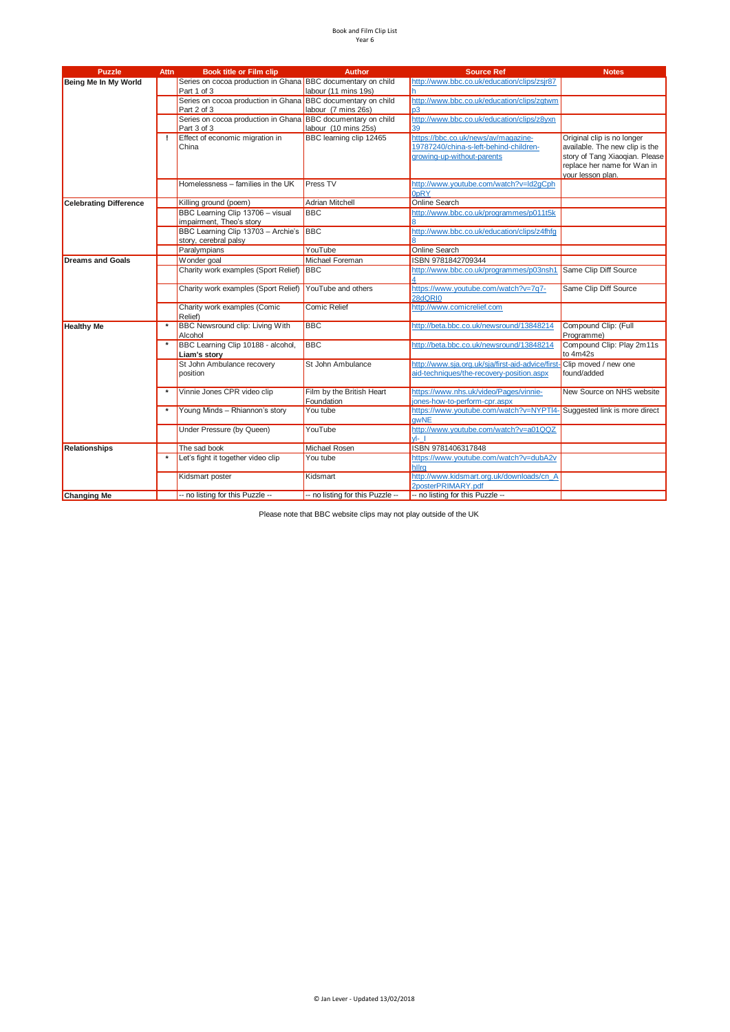Book and Film Clip List
Year 6

| Puzzle | Attn | Book title or Film clip | Author | Source Ref | Notes |
|---|---|---|---|---|---|
| **Being Me In My World** | | Series on cocoa production in Ghana Part 1 of 3 | BBC documentary on child labour (11 mins 19s) | http://www.bbc.co.uk/education/clips/zsjr87h | |
| | | Series on cocoa production in Ghana Part 2 of 3 | BBC documentary on child labour (7 mins 26s) | http://www.bbc.co.uk/education/clips/zgtwmp3 | |
| | | Series on cocoa production in Ghana Part 3 of 3 | BBC documentary on child labour (10 mins 25s) | http://www.bbc.co.uk/education/clips/z8yxn39 | |
| | ! | Effect of economic migration in China | BBC learning clip 12465 | https://bbc.co.uk/news/av/magazine-19787240/china-s-left-behind-children-growing-up-without-parents | Original clip is no longer available. The new clip is the story of Tang Xiaoqian. Please replace her name for Wan in your lesson plan. |
| | | Homelessness – families in the UK | Press TV | http://www.youtube.com/watch?v=ld2gCph0pRY | |
| **Celebrating Difference** | | Killing ground (poem) | Adrian Mitchell | Online Search | |
| | | BBC Learning Clip 13706 – visual impairment, Theo's story | BBC | http://www.bbc.co.uk/programmes/p011t5k8 | |
| | | BBC Learning Clip 13703 – Archie's story, cerebral palsy | BBC | http://www.bbc.co.uk/education/clips/z4fhfg8 | |
| | | Paralympians | YouTube | Online Search | |
| **Dreams and Goals** | | Wonder goal | Michael Foreman | ISBN 9781842709344 | |
| | | Charity work examples (Sport Relief) | BBC | http://www.bbc.co.uk/programmes/p03nsh14 | Same Clip Diff Source |
| | | Charity work examples (Sport Relief) | YouTube and others | https://www.youtube.com/watch?v=7q7-28dQRI0 | Same Clip Diff Source |
| | | Charity work examples (Comic Relief) | Comic Relief | http://www.comicrelief.com | |
| **Healthy Me** | * | BBC Newsround clip: Living With Alcohol | BBC | http://beta.bbc.co.uk/newsround/13848214 | Compound Clip: (Full Programme) |
| | * | BBC Learning Clip 10188 - alcohol, **Liam's story** | BBC | http://beta.bbc.co.uk/newsround/13848214 | Compound Clip: Play 2m11s to 4m42s |
| | | St John Ambulance recovery position | St John Ambulance | http://www.sja.org.uk/sja/first-aid-advice/first-aid-techniques/the-recovery-position.aspx | Clip moved / new one found/added |
| | * | Vinnie Jones CPR video clip | Film by the British Heart Foundation | https://www.nhs.uk/video/Pages/vinnie-jones-how-to-perform-cpr.aspx | New Source on NHS website |
| | * | Young Minds – Rhiannon's story | You tube | https://www.youtube.com/watch?v=NYPTI4-gwNE | Suggested link is more direct |
| | | Under Pressure (by Queen) | YouTube | http://www.youtube.com/watch?v=a01QQZyl-_I | |
| **Relationships** | | The sad book | Michael Rosen | ISBN 9781406317848 | |
| | * | Let's fight it together video clip | You tube | https://www.youtube.com/watch?v=dubA2vhIlrg | |
| | | Kidsmart poster | Kidsmart | http://www.kidsmart.org.uk/downloads/cn_A2posterPRIMARY.pdf | |
| **Changing Me** | | -- no listing for this Puzzle -- | -- no listing for this Puzzle -- | -- no listing for this Puzzle -- | |

Please note that BBC website clips may not play outside of the UK

© Jan Lever - Updated 13/02/2018